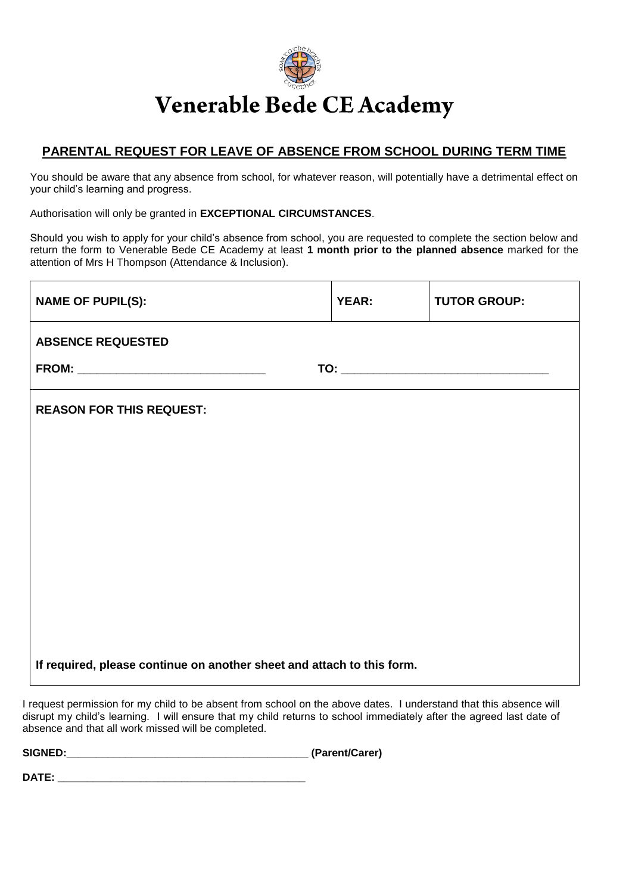# Venerable Bede CE Academy

## PARENTAL REQUEST FOR LEAVE OF ABSENCE FROM SCHOOL DURING TERM TIME

You should be aware that any absence from school, for whatever reason, will potentially have a detrimental effect on your child's learning and progress.

Authorisation will only be granted in **EXCEPTIONAL CIRCUMSTANCES**.

Should you wish to apply for your child's absence from school, you are requested to complete the section below and return the form to Venerable Bede CE Academy at least **1 month prior to the planned absence** marked for the attention of Mrs H Thompson (Attendance & Inclusion).

| NAME OF PUPIL(S): | YEAR: | TUTOR GROUP: |
|---|---|---|
| **ABSENCE REQUESTED**<br>**FROM:** ______________________________ | **TO:** ________________________________ | |
| **REASON FOR THIS REQUEST:**<br><br><br><br><br><br><br>**If required, please continue on another sheet and attach to this form.** | | |

I request permission for my child to be absent from school on the above dates. I understand that this absence will disrupt my child's learning. I will ensure that my child returns to school immediately after the agreed last date of absence and that all work missed will be completed.

**SIGNED:**_________________________________________ **(Parent/Carer)**

**DATE:** ___________________________________________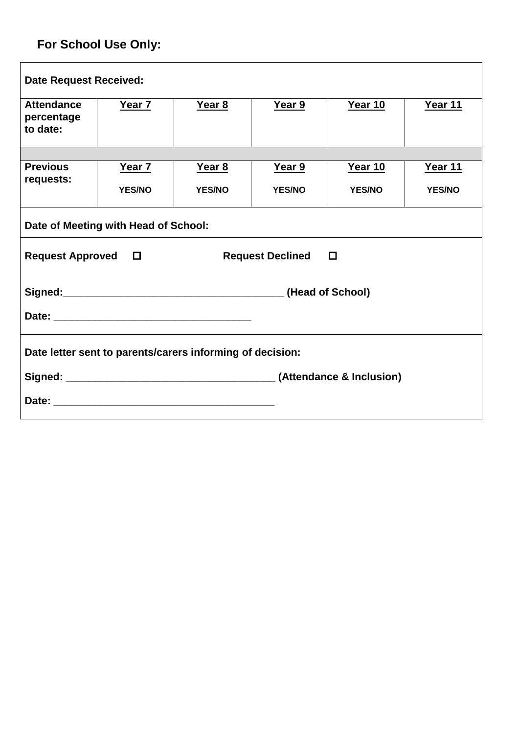**For School Use Only:**

| | | | | | |
|---|---|---|---|---|---|
| **Date Request Received:** | | | | | |
| **Attendance percentage to date:** | **Year 7** | **Year 8** | **Year 9** | **Year 10** | **Year 11** |
| | | | | | |
| **Previous requests:** | **Year 7** YES/NO | **Year 8** YES/NO | **Year 9** YES/NO | **Year 10** YES/NO | **Year 11** YES/NO |
| **Date of Meeting with Head of School:** | | | | | |

**Request Approved** ☐ **Request Declined** ☐

**Signed:**______________________________________ **(Head of School)**

**Date:** __________________________________

**Date letter sent to parents/carers informing of decision:**

**Signed:** ___________________________________ **(Attendance & Inclusion)**

**Date:** ______________________________________